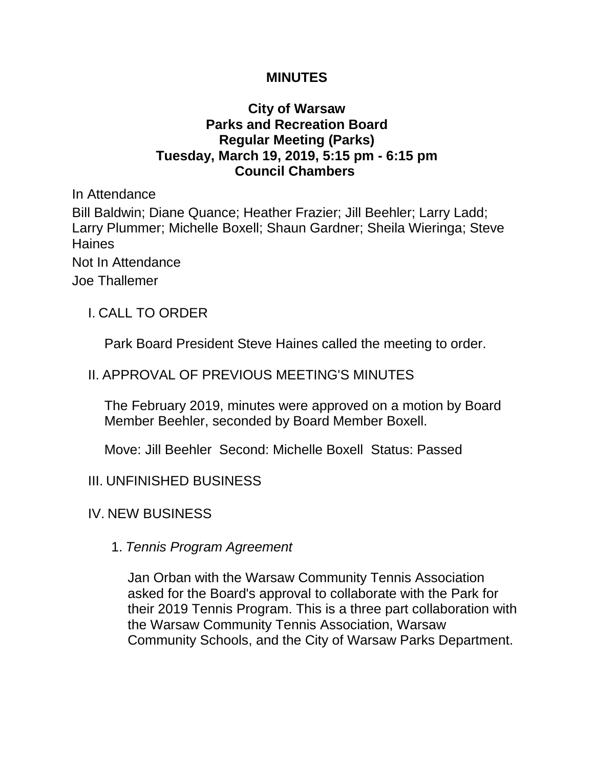# MINUTES

## City of Warsaw
## Parks and Recreation Board
## Regular Meeting (Parks)
## Tuesday, March 19, 2019, 5:15 pm - 6:15 pm
## Council Chambers

In Attendance

Bill Baldwin; Diane Quance; Heather Frazier; Jill Beehler; Larry Ladd; Larry Plummer; Michelle Boxell; Shaun Gardner; Sheila Wieringa; Steve Haines

Not In Attendance

Joe Thallemer

I. CALL TO ORDER

Park Board President Steve Haines called the meeting to order.

II. APPROVAL OF PREVIOUS MEETING'S MINUTES

The February 2019, minutes were approved on a motion by Board Member Beehler, seconded by Board Member Boxell.

Move: Jill Beehler Second: Michelle Boxell Status: Passed

III. UNFINISHED BUSINESS

IV. NEW BUSINESS

1. *Tennis Program Agreement*

Jan Orban with the Warsaw Community Tennis Association asked for the Board's approval to collaborate with the Park for their 2019 Tennis Program. This is a three part collaboration with the Warsaw Community Tennis Association, Warsaw Community Schools, and the City of Warsaw Parks Department.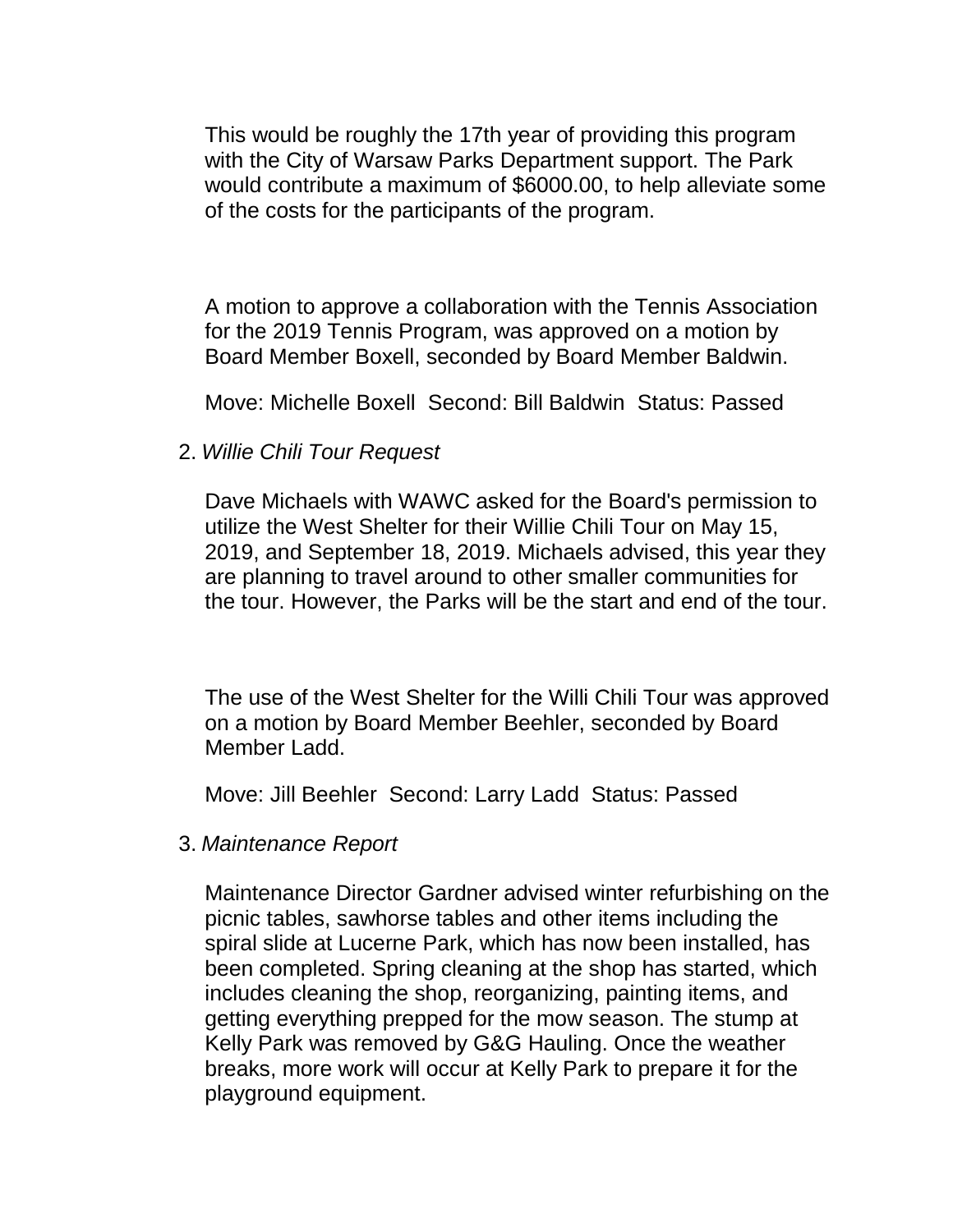This would be roughly the 17th year of providing this program with the City of Warsaw Parks Department support. The Park would contribute a maximum of $6000.00, to help alleviate some of the costs for the participants of the program.

A motion to approve a collaboration with the Tennis Association for the 2019 Tennis Program, was approved on a motion by Board Member Boxell, seconded by Board Member Baldwin.

Move: Michelle Boxell  Second: Bill Baldwin  Status: Passed

2. *Willie Chili Tour Request*

   Dave Michaels with WAWC asked for the Board's permission to utilize the West Shelter for their Willie Chili Tour on May 15, 2019, and September 18, 2019. Michaels advised, this year they are planning to travel around to other smaller communities for the tour. However, the Parks will be the start and end of the tour.

   The use of the West Shelter for the Willi Chili Tour was approved on a motion by Board Member Beehler, seconded by Board Member Ladd.

   Move: Jill Beehler  Second: Larry Ladd  Status: Passed

3. *Maintenance Report*

   Maintenance Director Gardner advised winter refurbishing on the picnic tables, sawhorse tables and other items including the spiral slide at Lucerne Park, which has now been installed, has been completed. Spring cleaning at the shop has started, which includes cleaning the shop, reorganizing, painting items, and getting everything prepped for the mow season. The stump at Kelly Park was removed by G&G Hauling. Once the weather breaks, more work will occur at Kelly Park to prepare it for the playground equipment.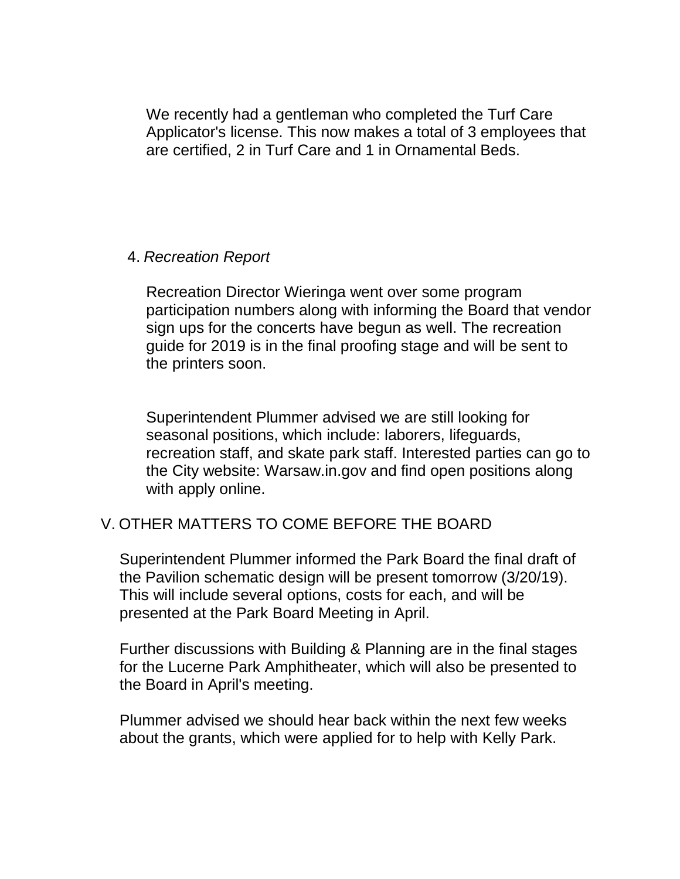We recently had a gentleman who completed the Turf Care Applicator's license. This now makes a total of 3 employees that are certified, 2 in Turf Care and 1 in Ornamental Beds.

4. *Recreation Report*

Recreation Director Wieringa went over some program participation numbers along with informing the Board that vendor sign ups for the concerts have begun as well. The recreation guide for 2019 is in the final proofing stage and will be sent to the printers soon.

Superintendent Plummer advised we are still looking for seasonal positions, which include: laborers, lifeguards, recreation staff, and skate park staff. Interested parties can go to the City website: Warsaw.in.gov and find open positions along with apply online.

V. OTHER MATTERS TO COME BEFORE THE BOARD

Superintendent Plummer informed the Park Board the final draft of the Pavilion schematic design will be present tomorrow (3/20/19). This will include several options, costs for each, and will be presented at the Park Board Meeting in April.

Further discussions with Building & Planning are in the final stages for the Lucerne Park Amphitheater, which will also be presented to the Board in April's meeting.

Plummer advised we should hear back within the next few weeks about the grants, which were applied for to help with Kelly Park.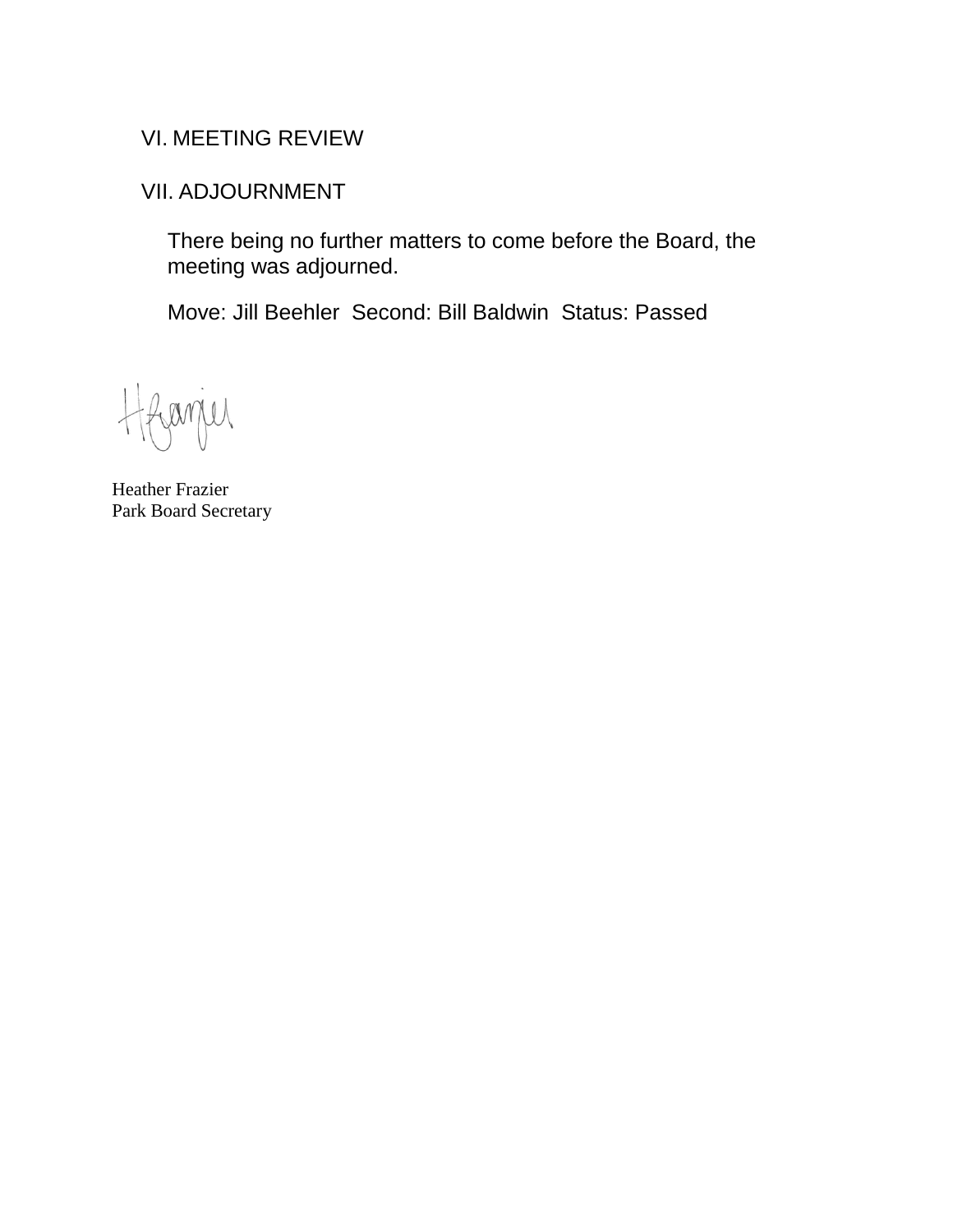## VI. MEETING REVIEW

## VII. ADJOURNMENT

There being no further matters to come before the Board, the meeting was adjourned.

Move: Jill Beehler Second: Bill Baldwin Status: Passed

Heather Frazier
Park Board Secretary